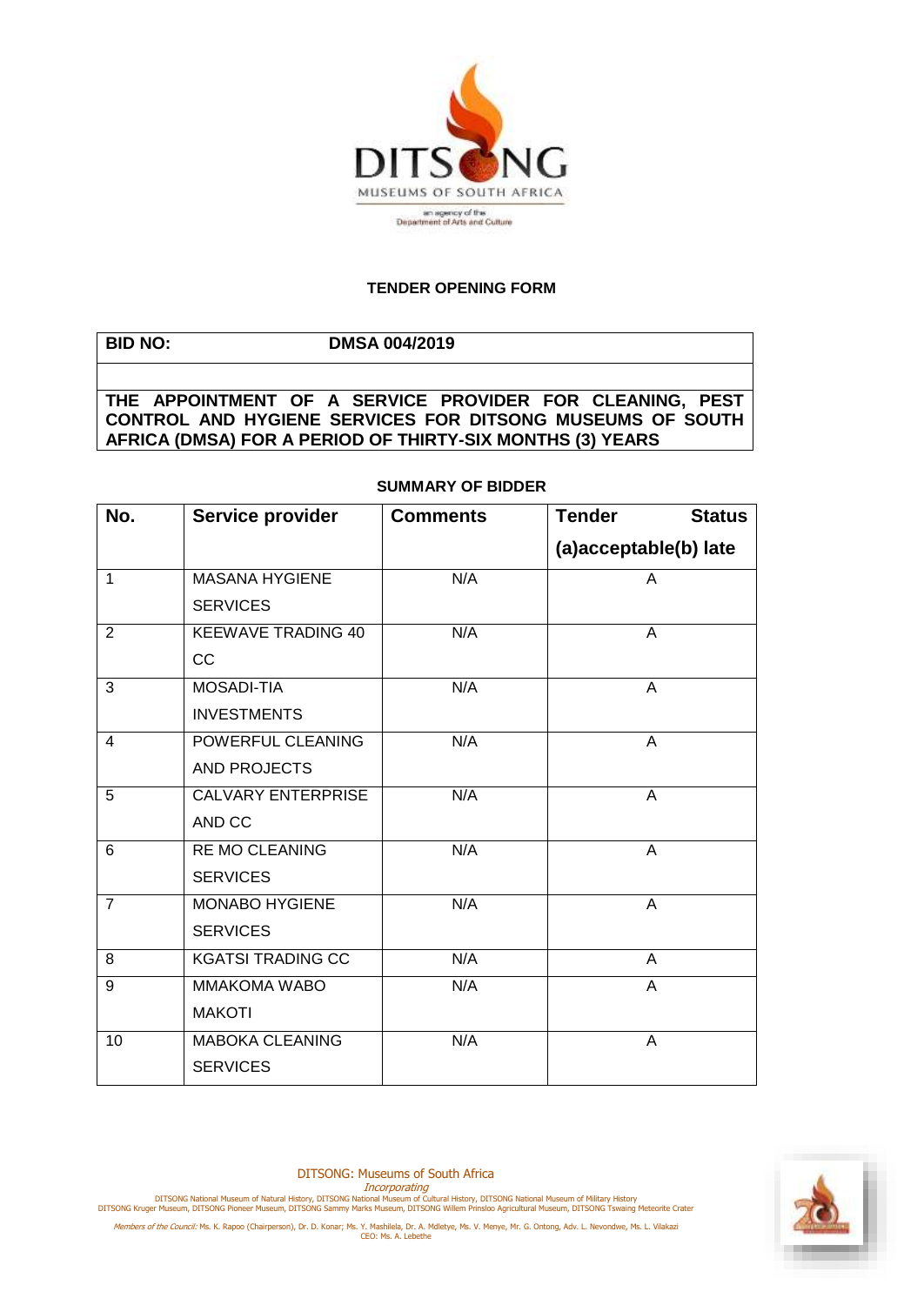**TENDER OPENING FORM**

| **BID NO:** | **DMSA 004/2019** |
|---|---|
| | |
| **THE APPOINTMENT OF A SERVICE PROVIDER FOR CLEANING, PEST CONTROL AND HYGIENE SERVICES FOR DITSONG MUSEUMS OF SOUTH AFRICA (DMSA) FOR A PERIOD OF THIRTY-SIX MONTHS (3) YEARS** | |

**SUMMARY OF BIDDER**

| No. | Service provider | Comments | Tender Status (a)acceptable(b) late |
|---|---|---|---|
| 1 | MASANA HYGIENE SERVICES | N/A | A |
| 2 | KEEWAVE TRADING 40 CC | N/A | A |
| 3 | MOSADI-TIA INVESTMENTS | N/A | A |
| 4 | POWERFUL CLEANING AND PROJECTS | N/A | A |
| 5 | CALVARY ENTERPRISE AND CC | N/A | A |
| 6 | RE MO CLEANING SERVICES | N/A | A |
| 7 | MONABO HYGIENE SERVICES | N/A | A |
| 8 | KGATSI TRADING CC | N/A | A |
| 9 | MMAKOMA WABO MAKOTI | N/A | A |
| 10 | MABOKA CLEANING SERVICES | N/A | A |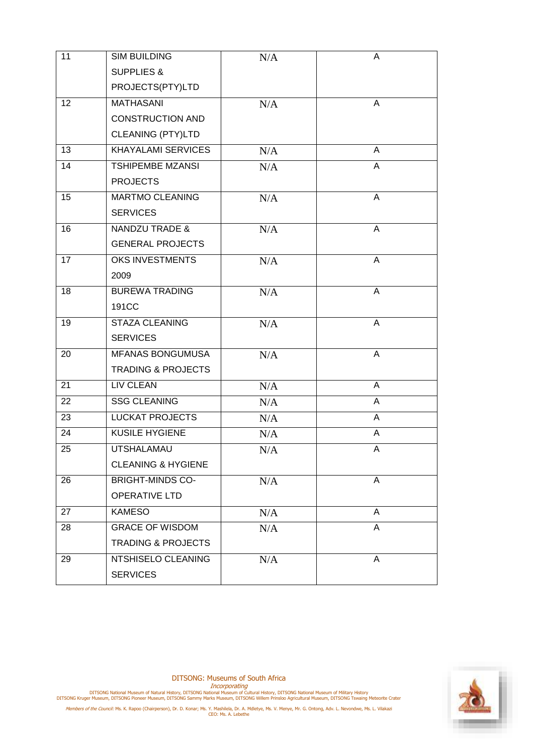| | | | |
|---|---|---|---|
| 11 | SIM BUILDING SUPPLIES & PROJECTS(PTY)LTD | N/A | A |
| 12 | MATHASANI CONSTRUCTION AND CLEANING (PTY)LTD | N/A | A |
| 13 | KHAYALAMI SERVICES | N/A | A |
| 14 | TSHIPEMBE MZANSI PROJECTS | N/A | A |
| 15 | MARTMO CLEANING SERVICES | N/A | A |
| 16 | NANDZU TRADE & GENERAL PROJECTS | N/A | A |
| 17 | OKS INVESTMENTS 2009 | N/A | A |
| 18 | BUREWA TRADING 191CC | N/A | A |
| 19 | STAZA CLEANING SERVICES | N/A | A |
| 20 | MFANAS BONGUMUSA TRADING & PROJECTS | N/A | A |
| 21 | LIV CLEAN | N/A | A |
| 22 | SSG CLEANING | N/A | A |
| 23 | LUCKAT PROJECTS | N/A | A |
| 24 | KUSILE HYGIENE | N/A | A |
| 25 | UTSHALAMAU CLEANING & HYGIENE | N/A | A |
| 26 | BRIGHT-MINDS CO-OPERATIVE LTD | N/A | A |
| 27 | KAMESO | N/A | A |
| 28 | GRACE OF WISDOM TRADING & PROJECTS | N/A | A |
| 29 | NTSHISELO CLEANING SERVICES | N/A | A |